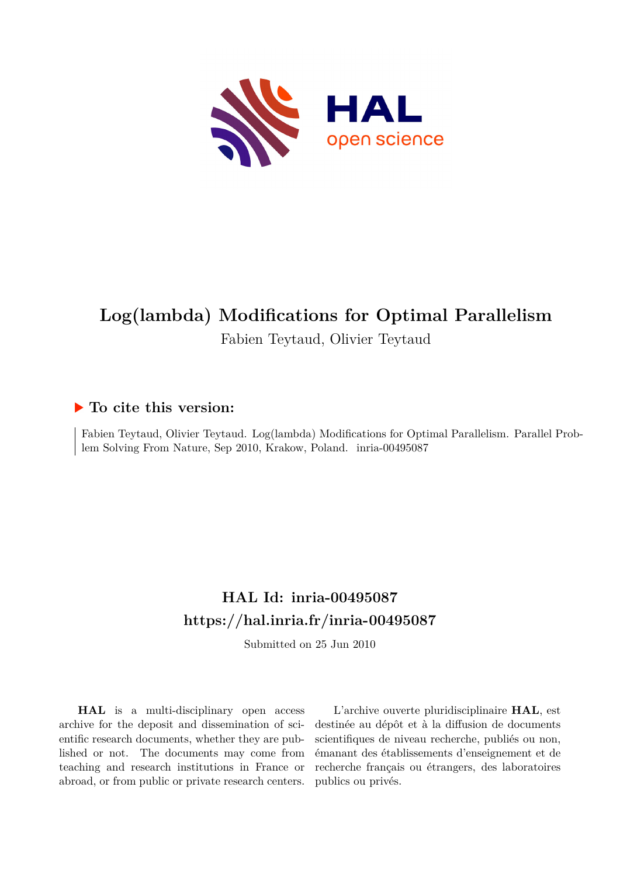# Log(lambda) Modifications for Optimal Parallelism

Fabien Teytaud, Olivier Teytaud

## ▶ To cite this version:

Fabien Teytaud, Olivier Teytaud. Log(lambda) Modifications for Optimal Parallelism. Parallel Problem Solving From Nature, Sep 2010, Krakow, Poland. inria-00495087

## HAL Id: inria-00495087

## https://hal.inria.fr/inria-00495087

Submitted on 25 Jun 2010

**HAL** is a multi-disciplinary open access archive for the deposit and dissemination of scientific research documents, whether they are published or not. The documents may come from teaching and research institutions in France or abroad, or from public or private research centers.

L'archive ouverte pluridisciplinaire **HAL**, est destinée au dépôt et à la diffusion de documents scientifiques de niveau recherche, publiés ou non, émanant des établissements d'enseignement et de recherche français ou étrangers, des laboratoires publics ou privés.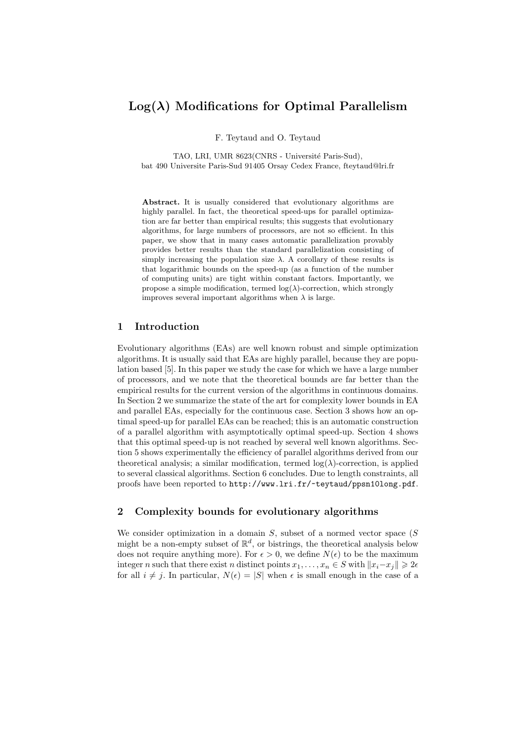# Log($\lambda$) Modifications for Optimal Parallelism

F. Teytaud and O. Teytaud

TAO, LRI, UMR 8623(CNRS - Université Paris-Sud),
bat 490 Universite Paris-Sud 91405 Orsay Cedex France, fteytaud@lri.fr

**Abstract.** It is usually considered that evolutionary algorithms are highly parallel. In fact, the theoretical speed-ups for parallel optimization are far better than empirical results; this suggests that evolutionary algorithms, for large numbers of processors, are not so efficient. In this paper, we show that in many cases automatic parallelization provably provides better results than the standard parallelization consisting of simply increasing the population size $\lambda$. A corollary of these results is that logarithmic bounds on the speed-up (as a function of the number of computing units) are tight within constant factors. Importantly, we propose a simple modification, termed $\log(\lambda)$-correction, which strongly improves several important algorithms when $\lambda$ is large.

## 1 Introduction

Evolutionary algorithms (EAs) are well known robust and simple optimization algorithms. It is usually said that EAs are highly parallel, because they are population based [5]. In this paper we study the case for which we have a large number of processors, and we note that the theoretical bounds are far better than the empirical results for the current version of the algorithms in continuous domains. In Section 2 we summarize the state of the art for complexity lower bounds in EA and parallel EAs, especially for the continuous case. Section 3 shows how an optimal speed-up for parallel EAs can be reached; this is an automatic construction of a parallel algorithm with asymptotically optimal speed-up. Section 4 shows that this optimal speed-up is not reached by several well known algorithms. Section 5 shows experimentally the efficiency of parallel algorithms derived from our theoretical analysis; a similar modification, termed $\log(\lambda)$-correction, is applied to several classical algorithms. Section 6 concludes. Due to length constraints, all proofs have been reported to http://www.lri.fr/~teytaud/ppsn10long.pdf.

## 2 Complexity bounds for evolutionary algorithms

We consider optimization in a domain $S$, subset of a normed vector space ($S$ might be a non-empty subset of $\mathbb{R}^d$, or bistrings, the theoretical analysis below does not require anything more). For $\epsilon > 0$, we define $N(\epsilon)$ to be the maximum integer $n$ such that there exist $n$ distinct points $x_1, \ldots, x_n \in S$ with $\|x_i - x_j\| \geqslant 2\epsilon$ for all $i \neq j$. In particular, $N(\epsilon) = |S|$ when $\epsilon$ is small enough in the case of a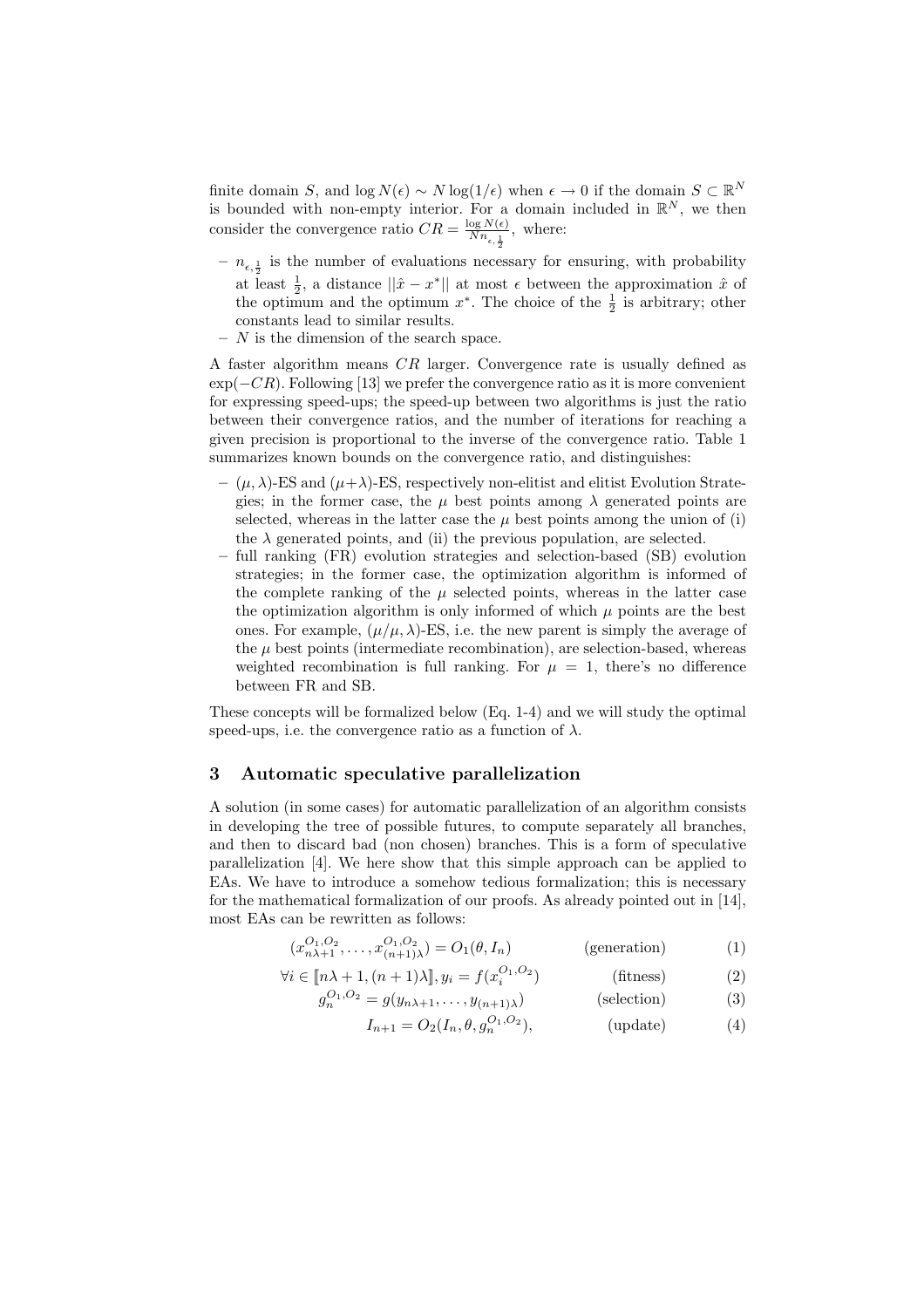finite domain $S$, and $\log N(\epsilon) \sim N \log(1/\epsilon)$ when $\epsilon \to 0$ if the domain $S \subset \mathbb{R}^N$ is bounded with non-empty interior. For a domain included in $\mathbb{R}^N$, we then consider the convergence ratio $CR = \frac{\log N(\epsilon)}{N n_{\epsilon,\frac{1}{2}}}$, where:

- $n_{\epsilon,\frac{1}{2}}$ is the number of evaluations necessary for ensuring, with probability at least $\frac{1}{2}$, a distance $||\hat{x} - x^*||$ at most $\epsilon$ between the approximation $\hat{x}$ of the optimum and the optimum $x^*$. The choice of the $\frac{1}{2}$ is arbitrary; other constants lead to similar results.
- $N$ is the dimension of the search space.

A faster algorithm means $CR$ larger. Convergence rate is usually defined as $\exp(-CR)$. Following [13] we prefer the convergence ratio as it is more convenient for expressing speed-ups; the speed-up between two algorithms is just the ratio between their convergence ratios, and the number of iterations for reaching a given precision is proportional to the inverse of the convergence ratio. Table 1 summarizes known bounds on the convergence ratio, and distinguishes:

- $(\mu, \lambda)$-ES and $(\mu+\lambda)$-ES, respectively non-elitist and elitist Evolution Strategies; in the former case, the $\mu$ best points among $\lambda$ generated points are selected, whereas in the latter case the $\mu$ best points among the union of (i) the $\lambda$ generated points, and (ii) the previous population, are selected.
- full ranking (FR) evolution strategies and selection-based (SB) evolution strategies; in the former case, the optimization algorithm is informed of the complete ranking of the $\mu$ selected points, whereas in the latter case the optimization algorithm is only informed of which $\mu$ points are the best ones. For example, $(\mu/\mu, \lambda)$-ES, i.e. the new parent is simply the average of the $\mu$ best points (intermediate recombination), are selection-based, whereas weighted recombination is full ranking. For $\mu = 1$, there's no difference between FR and SB.

These concepts will be formalized below (Eq. 1-4) and we will study the optimal speed-ups, i.e. the convergence ratio as a function of $\lambda$.

## 3 Automatic speculative parallelization

A solution (in some cases) for automatic parallelization of an algorithm consists in developing the tree of possible futures, to compute separately all branches, and then to discard bad (non chosen) branches. This is a form of speculative parallelization [4]. We here show that this simple approach can be applied to EAs. We have to introduce a somehow tedious formalization; this is necessary for the mathematical formalization of our proofs. As already pointed out in [14], most EAs can be rewritten as follows:

$$(x_{n\lambda+1}^{O_1,O_2}, \ldots, x_{(n+1)\lambda}^{O_1,O_2}) = O_1(\theta, I_n) \qquad \text{(generation)} \qquad (1)$$

$$\forall i \in [\![n\lambda+1, (n+1)\lambda]\!], y_i = f(x_i^{O_1,O_2}) \qquad \text{(fitness)} \qquad (2)$$

$$g_n^{O_1,O_2} = g(y_{n\lambda+1}, \ldots, y_{(n+1)\lambda}) \qquad \text{(selection)} \qquad (3)$$

$$I_{n+1} = O_2(I_n, \theta, g_n^{O_1,O_2}), \qquad \text{(update)} \qquad (4)$$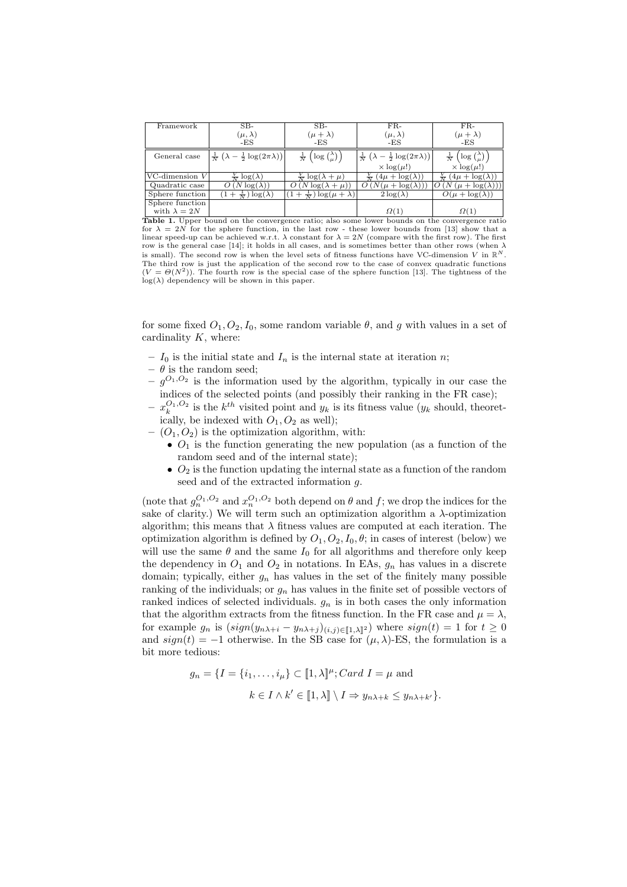| Framework | SB-<br>$(\mu, \lambda)$<br>-ES | SB-<br>$(\mu + \lambda)$<br>-ES | FR-<br>$(\mu, \lambda)$<br>-ES | FR-<br>$(\mu + \lambda)$<br>-ES |
|---|---|---|---|---|
| General case | $\frac{1}{N}\left(\lambda - \frac{1}{2}\log(2\pi\lambda)\right)$ | $\frac{1}{N}\left(\log\binom{\lambda}{\mu}\right)$ | $\frac{1}{N}\left(\lambda - \frac{1}{2}\log(2\pi\lambda)\right)$<br>$\times \log(\mu!)$ | $\frac{1}{N}\left(\log\binom{\lambda}{\mu}\right)$<br>$\times \log(\mu!)$ |
| VC-dimension $V$ | $\frac{V}{N}\log(\lambda)$ | $\frac{V}{N}\log(\lambda+\mu)$ | $\frac{V}{N}\left(4\mu + \log(\lambda)\right)$ | $\frac{V}{N}\left(4\mu + \log(\lambda)\right)$ |
| Quadratic case | $O\left(N\log(\lambda)\right)$ | $O\left(N\log(\lambda+\mu)\right)$ | $O\left(N(\mu + \log(\lambda))\right)$ | $O\left(N\left(\mu + \log(\lambda)\right)\right)$ |
| Sphere function | $(1+\frac{1}{N})\log(\lambda)$ | $(1+\frac{1}{N})\log(\mu+\lambda)$ | $2\log(\lambda)$ | $O(\mu + \log(\lambda))$ |
| Sphere function with $\lambda = 2N$ | | | $\Omega(1)$ | $\Omega(1)$ |

**Table 1.** Upper bound on the convergence ratio; also some lower bounds on the convergence ratio for $\lambda = 2N$ for the sphere function, in the last row - these lower bounds from [13] show that a linear speed-up can be achieved w.r.t. $\lambda$ constant for $\lambda = 2N$ (compare with the first row). The first row is the general case [14]; it holds in all cases, and is sometimes better than other rows (when $\lambda$ is small). The second row is when the level sets of fitness functions have VC-dimension $V$ in $\mathbb{R}^N$. The third row is just the application of the second row to the case of convex quadratic functions ($V = \Theta(N^2)$). The fourth row is the special case of the sphere function [13]. The tightness of the $\log(\lambda)$ dependency will be shown in this paper.

for some fixed $O_1, O_2, I_0$, some random variable $\theta$, and $g$ with values in a set of cardinality $K$, where:

- $I_0$ is the initial state and $I_n$ is the internal state at iteration $n$;
- $\theta$ is the random seed;
- $g^{O_1,O_2}$ is the information used by the algorithm, typically in our case the indices of the selected points (and possibly their ranking in the FR case);
- $x_k^{O_1,O_2}$ is the $k^{th}$ visited point and $y_k$ is its fitness value ($y_k$ should, theoretically, be indexed with $O_1, O_2$ as well);
- $(O_1, O_2)$ is the optimization algorithm, with:
  - $O_1$ is the function generating the new population (as a function of the random seed and of the internal state);
  - $O_2$ is the function updating the internal state as a function of the random seed and of the extracted information $g$.

(note that $g_n^{O_1,O_2}$ and $x_n^{O_1,O_2}$ both depend on $\theta$ and $f$; we drop the indices for the sake of clarity.) We will term such an optimization algorithm a $\lambda$-optimization algorithm; this means that $\lambda$ fitness values are computed at each iteration. The optimization algorithm is defined by $O_1, O_2, I_0, \theta$; in cases of interest (below) we will use the same $\theta$ and the same $I_0$ for all algorithms and therefore only keep the dependency in $O_1$ and $O_2$ in notations. In EAs, $g_n$ has values in a discrete domain; typically, either $g_n$ has values in the set of the finitely many possible ranking of the individuals; or $g_n$ has values in the finite set of possible vectors of ranked indices of selected individuals. $g_n$ is in both cases the only information that the algorithm extracts from the fitness function. In the FR case and $\mu = \lambda$, for example $g_n$ is $(sign(y_{n\lambda+i} - y_{n\lambda+j})_{(i,j)\in[\![1,\lambda]\!]^2})$ where $sign(t) = 1$ for $t \geq 0$ and $sign(t) = -1$ otherwise. In the SB case for $(\mu, \lambda)$-ES, the formulation is a bit more tedious:

$$g_n = \{I = \{i_1, \ldots, i_\mu\} \subset [\![1, \lambda]\!]^\mu; Card\ I = \mu \text{ and}$$
$$k \in I \wedge k' \in [\![1, \lambda]\!] \setminus I \Rightarrow y_{n\lambda+k} \leq y_{n\lambda+k'}\}.$$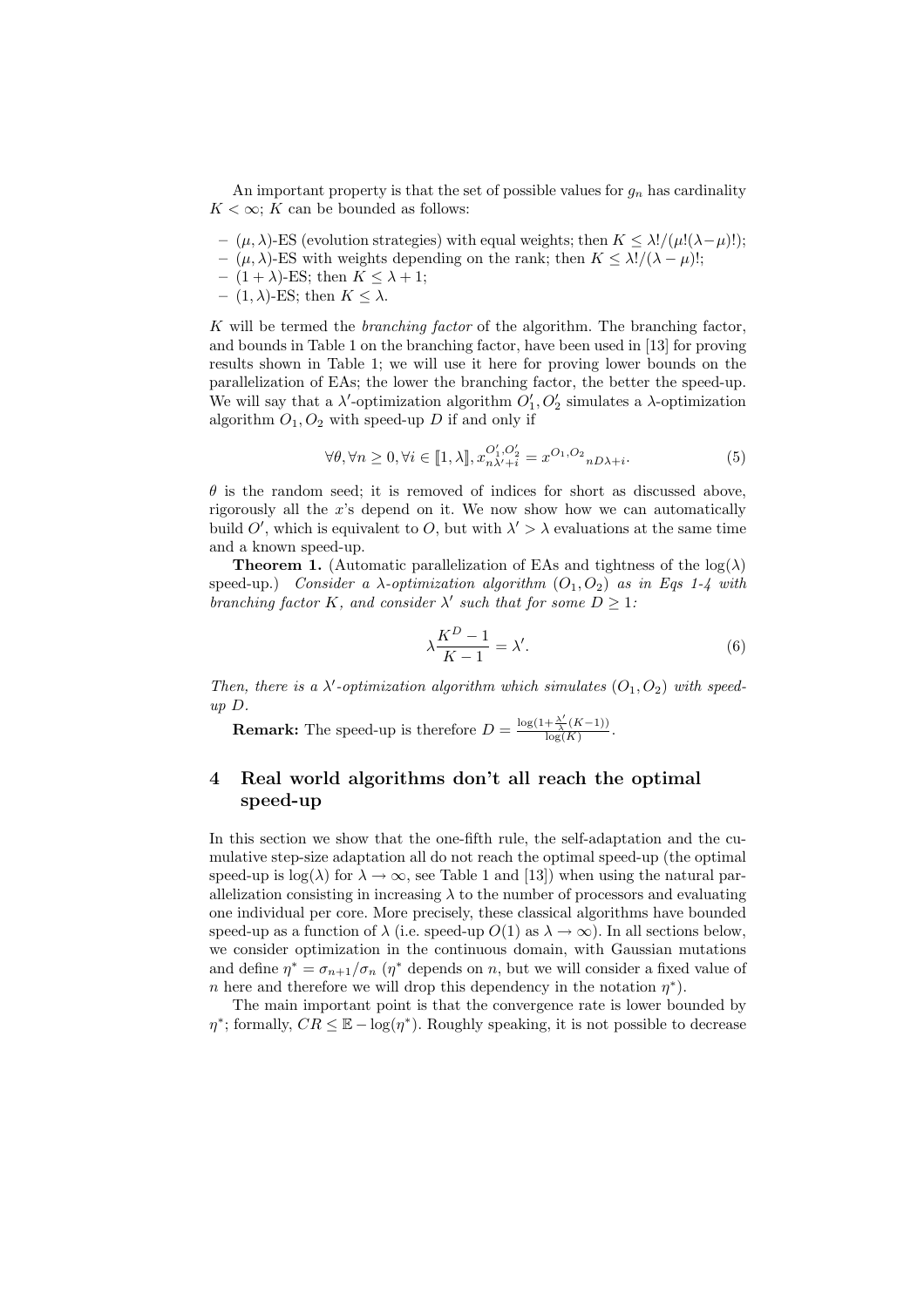An important property is that the set of possible values for $g_n$ has cardinality $K < \infty$; $K$ can be bounded as follows:

- $(\mu, \lambda)$-ES (evolution strategies) with equal weights; then $K \leq \lambda!/(\mu!(\lambda-\mu)!)$;
- $(\mu, \lambda)$-ES with weights depending on the rank; then $K \leq \lambda!/(\lambda - \mu)!$;
- $(1 + \lambda)$-ES; then $K \leq \lambda + 1$;
- $(1, \lambda)$-ES; then $K \leq \lambda$.

$K$ will be termed the *branching factor* of the algorithm. The branching factor, and bounds in Table 1 on the branching factor, have been used in [13] for proving results shown in Table 1; we will use it here for proving lower bounds on the parallelization of EAs; the lower the branching factor, the better the speed-up. We will say that a $\lambda'$-optimization algorithm $O'_1, O'_2$ simulates a $\lambda$-optimization algorithm $O_1, O_2$ with speed-up $D$ if and only if

$$\forall \theta, \forall n \geq 0, \forall i \in [\![1, \lambda]\!], x^{O'_1,O'_2}_{n\lambda'+i} = x^{O_1,O_2}{}_{nD\lambda+i}. \tag{5}$$

$\theta$ is the random seed; it is removed of indices for short as discussed above, rigorously all the $x$'s depend on it. We now show how we can automatically build $O'$, which is equivalent to $O$, but with $\lambda' > \lambda$ evaluations at the same time and a known speed-up.

**Theorem 1.** (Automatic parallelization of EAs and tightness of the $\log(\lambda)$ speed-up.) *Consider a $\lambda$-optimization algorithm $(O_1, O_2)$ as in Eqs 1-4 with branching factor $K$, and consider $\lambda'$ such that for some $D \geq 1$:*

$$\lambda \frac{K^D - 1}{K - 1} = \lambda'. \tag{6}$$

*Then, there is a $\lambda'$-optimization algorithm which simulates $(O_1, O_2)$ with speed-up $D$.*

**Remark:** The speed-up is therefore $D = \frac{\log(1+\frac{\lambda'}{\lambda}(K-1))}{\log(K)}$.

## 4 Real world algorithms don't all reach the optimal speed-up

In this section we show that the one-fifth rule, the self-adaptation and the cumulative step-size adaptation all do not reach the optimal speed-up (the optimal speed-up is $\log(\lambda)$ for $\lambda \to \infty$, see Table 1 and [13]) when using the natural parallelization consisting in increasing $\lambda$ to the number of processors and evaluating one individual per core. More precisely, these classical algorithms have bounded speed-up as a function of $\lambda$ (i.e. speed-up $O(1)$ as $\lambda \to \infty$). In all sections below, we consider optimization in the continuous domain, with Gaussian mutations and define $\eta^* = \sigma_{n+1}/\sigma_n$ ($\eta^*$ depends on $n$, but we will consider a fixed value of $n$ here and therefore we will drop this dependency in the notation $\eta^*$).

The main important point is that the convergence rate is lower bounded by $\eta^*$; formally, $CR \leq \mathbb{E} - \log(\eta^*)$. Roughly speaking, it is not possible to decrease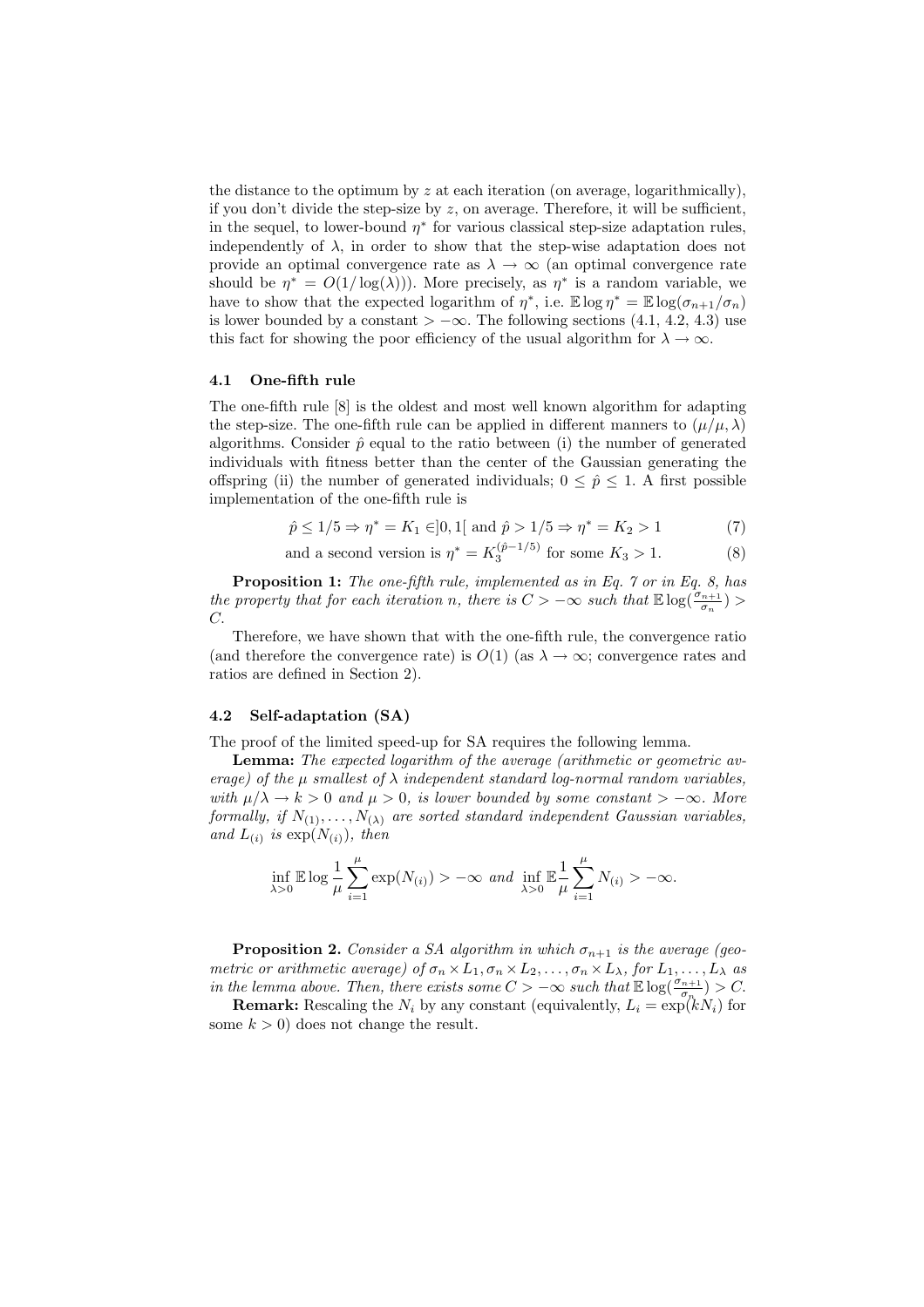the distance to the optimum by $z$ at each iteration (on average, logarithmically), if you don't divide the step-size by $z$, on average. Therefore, it will be sufficient, in the sequel, to lower-bound $\eta^*$ for various classical step-size adaptation rules, independently of $\lambda$, in order to show that the step-wise adaptation does not provide an optimal convergence rate as $\lambda \to \infty$ (an optimal convergence rate should be $\eta^* = O(1/\log(\lambda))$). More precisely, as $\eta^*$ is a random variable, we have to show that the expected logarithm of $\eta^*$, i.e. $\mathbb{E}\log\eta^* = \mathbb{E}\log(\sigma_{n+1}/\sigma_n)$ is lower bounded by a constant $> -\infty$. The following sections (4.1, 4.2, 4.3) use this fact for showing the poor efficiency of the usual algorithm for $\lambda \to \infty$.

### 4.1 One-fifth rule

The one-fifth rule [8] is the oldest and most well known algorithm for adapting the step-size. The one-fifth rule can be applied in different manners to $(\mu/\mu, \lambda)$ algorithms. Consider $\hat{p}$ equal to the ratio between (i) the number of generated individuals with fitness better than the center of the Gaussian generating the offspring (ii) the number of generated individuals; $0 \leq \hat{p} \leq 1$. A first possible implementation of the one-fifth rule is

$$\hat{p} \leq 1/5 \Rightarrow \eta^* = K_1 \in ]0,1[ \text{ and } \hat{p} > 1/5 \Rightarrow \eta^* = K_2 > 1 \tag{7}$$

$$\text{and a second version is } \eta^* = K_3^{(\hat{p}-1/5)} \text{ for some } K_3 > 1. \tag{8}$$

**Proposition 1:** *The one-fifth rule, implemented as in Eq. 7 or in Eq. 8, has the property that for each iteration n, there is $C > -\infty$ such that $\mathbb{E}\log(\frac{\sigma_{n+1}}{\sigma_n}) > C$.*

Therefore, we have shown that with the one-fifth rule, the convergence ratio (and therefore the convergence rate) is $O(1)$ (as $\lambda \to \infty$; convergence rates and ratios are defined in Section 2).

### 4.2 Self-adaptation (SA)

The proof of the limited speed-up for SA requires the following lemma.

**Lemma:** *The expected logarithm of the average (arithmetic or geometric average) of the $\mu$ smallest of $\lambda$ independent standard log-normal random variables, with $\mu/\lambda \to k > 0$ and $\mu > 0$, is lower bounded by some constant $> -\infty$. More formally, if $N_{(1)}, \ldots, N_{(\lambda)}$ are sorted standard independent Gaussian variables, and $L_{(i)}$ is $\exp(N_{(i)})$, then*

$$\inf_{\lambda>0} \mathbb{E}\log\frac{1}{\mu}\sum_{i=1}^{\mu}\exp(N_{(i)}) > -\infty \text{ and } \inf_{\lambda>0} \mathbb{E}\frac{1}{\mu}\sum_{i=1}^{\mu}N_{(i)} > -\infty.$$

**Proposition 2.** *Consider a SA algorithm in which $\sigma_{n+1}$ is the average (geometric or arithmetic average) of $\sigma_n \times L_1, \sigma_n \times L_2, \ldots, \sigma_n \times L_\lambda$, for $L_1, \ldots, L_\lambda$ as in the lemma above. Then, there exists some $C > -\infty$ such that $\mathbb{E}\log(\frac{\sigma_{n+1}}{\sigma_n}) > C$.*

**Remark:** Rescaling the $N_i$ by any constant (equivalently, $L_i = \exp(kN_i)$ for some $k > 0$) does not change the result.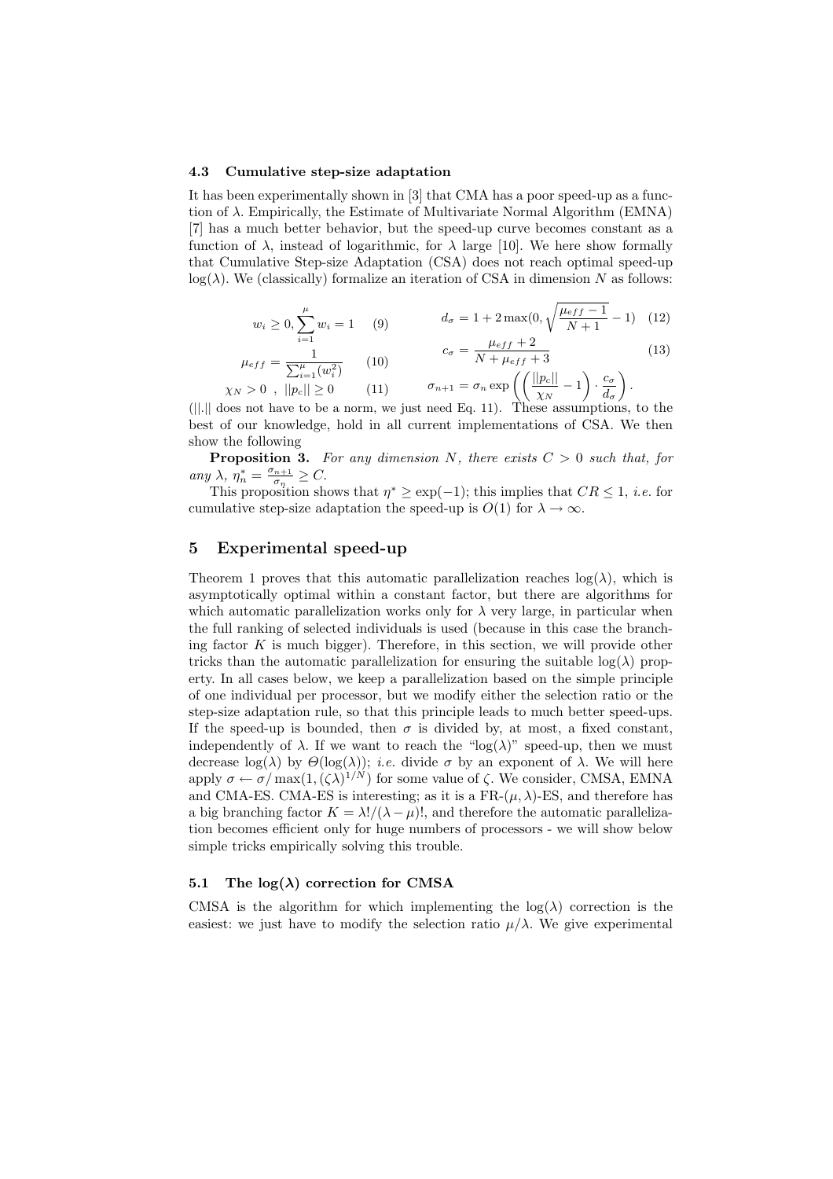### 4.3 Cumulative step-size adaptation

It has been experimentally shown in [3] that CMA has a poor speed-up as a function of $\lambda$. Empirically, the Estimate of Multivariate Normal Algorithm (EMNA) [7] has a much better behavior, but the speed-up curve becomes constant as a function of $\lambda$, instead of logarithmic, for $\lambda$ large [10]. We here show formally that Cumulative Step-size Adaptation (CSA) does not reach optimal speed-up $\log(\lambda)$. We (classically) formalize an iteration of CSA in dimension $N$ as follows:

$$w_i \geq 0, \sum_{i=1}^{\mu} w_i = 1 \quad (9)$$

$$\mu_{eff} = \frac{1}{\sum_{i=1}^{\mu}(w_i^2)} \quad (10)$$

$$\chi_N > 0 \ , \ ||p_c|| \geq 0 \quad (11)$$

$$d_\sigma = 1 + 2\max(0, \sqrt{\frac{\mu_{eff}-1}{N+1}} - 1) \quad (12)$$

$$c_\sigma = \frac{\mu_{eff}+2}{N+\mu_{eff}+3} \quad (13)$$

$$\sigma_{n+1} = \sigma_n \exp\left(\left(\frac{||p_c||}{\chi_N} - 1\right) \cdot \frac{c_\sigma}{d_\sigma}\right).$$

($||.||$ does not have to be a norm, we just need Eq. 11). These assumptions, to the best of our knowledge, hold in all current implementations of CSA. We then show the following

**Proposition 3.** *For any dimension $N$, there exists $C > 0$ such that, for any $\lambda$, $\eta_n^* = \frac{\sigma_{n+1}}{\sigma_n} \geq C$.*

This proposition shows that $\eta^* \geq \exp(-1)$; this implies that $CR \leq 1$, *i.e.* for cumulative step-size adaptation the speed-up is $O(1)$ for $\lambda \to \infty$.

## 5 Experimental speed-up

Theorem 1 proves that this automatic parallelization reaches $\log(\lambda)$, which is asymptotically optimal within a constant factor, but there are algorithms for which automatic parallelization works only for $\lambda$ very large, in particular when the full ranking of selected individuals is used (because in this case the branching factor $K$ is much bigger). Therefore, in this section, we will provide other tricks than the automatic parallelization for ensuring the suitable $\log(\lambda)$ property. In all cases below, we keep a parallelization based on the simple principle of one individual per processor, but we modify either the selection ratio or the step-size adaptation rule, so that this principle leads to much better speed-ups. If the speed-up is bounded, then $\sigma$ is divided by, at most, a fixed constant, independently of $\lambda$. If we want to reach the "$\log(\lambda)$" speed-up, then we must decrease $\log(\lambda)$ by $\Theta(\log(\lambda))$; *i.e.* divide $\sigma$ by an exponent of $\lambda$. We will here apply $\sigma \leftarrow \sigma / \max(1, (\zeta\lambda)^{1/N})$ for some value of $\zeta$. We consider, CMSA, EMNA and CMA-ES. CMA-ES is interesting; as it is a FR-$(\mu, \lambda)$-ES, and therefore has a big branching factor $K = \lambda!/(\lambda-\mu)!$, and therefore the automatic parallelization becomes efficient only for huge numbers of processors - we will show below simple tricks empirically solving this trouble.

### 5.1 The $\log(\lambda)$ correction for CMSA

CMSA is the algorithm for which implementing the $\log(\lambda)$ correction is the easiest: we just have to modify the selection ratio $\mu/\lambda$. We give experimental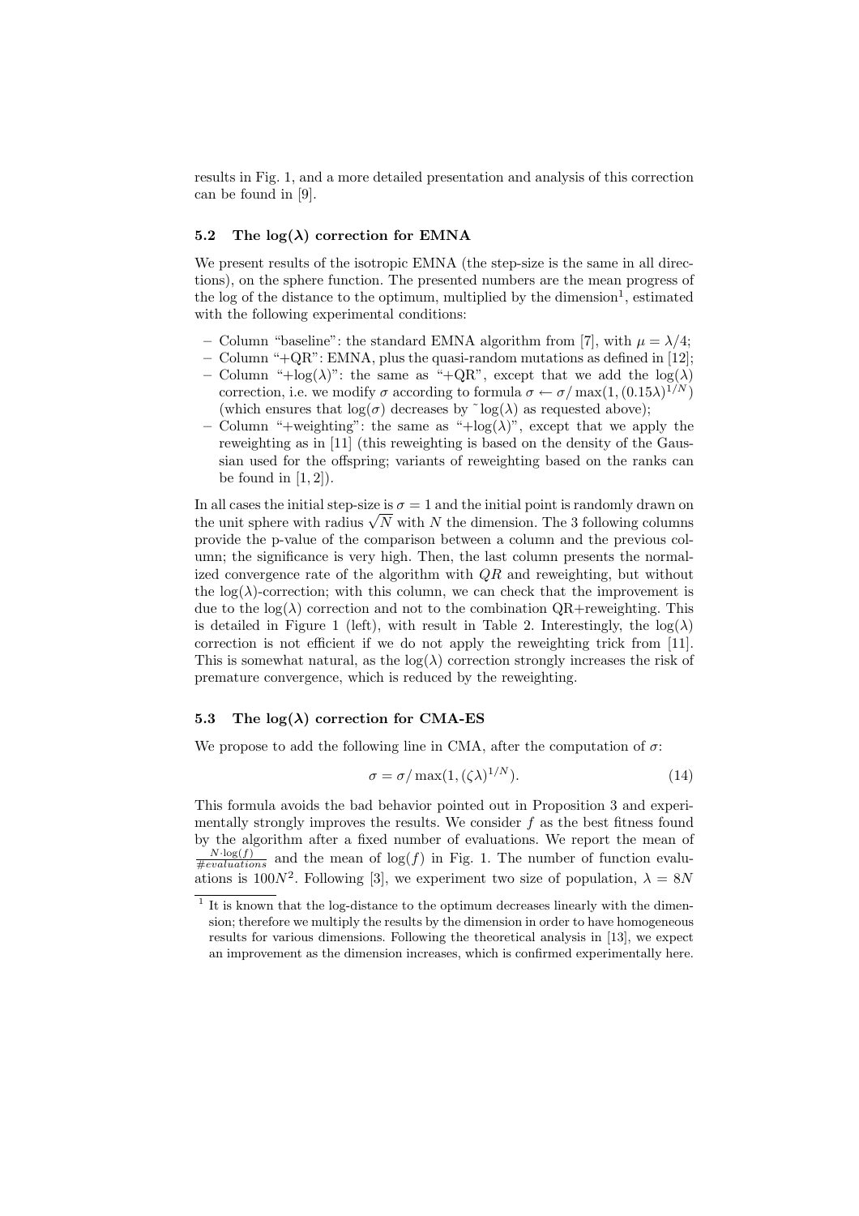results in Fig. 1, and a more detailed presentation and analysis of this correction can be found in [9].

### 5.2 The $\log(\lambda)$ correction for EMNA

We present results of the isotropic EMNA (the step-size is the same in all directions), on the sphere function. The presented numbers are the mean progress of the log of the distance to the optimum, multiplied by the dimension[1], estimated with the following experimental conditions:

- Column "baseline": the standard EMNA algorithm from [7], with $\mu = \lambda/4$;
- Column "+QR": EMNA, plus the quasi-random mutations as defined in [12];
- Column "+log($\lambda$)": the same as "+QR", except that we add the $\log(\lambda)$ correction, i.e. we modify $\sigma$ according to formula $\sigma \leftarrow \sigma/\max(1,(0.15\lambda)^{1/N})$ (which ensures that $\log(\sigma)$ decreases by ˜$\log(\lambda)$ as requested above);
- Column "+weighting": the same as "+log($\lambda$)", except that we apply the reweighting as in [11] (this reweighting is based on the density of the Gaussian used for the offspring; variants of reweighting based on the ranks can be found in [1, 2]).

In all cases the initial step-size is $\sigma = 1$ and the initial point is randomly drawn on the unit sphere with radius $\sqrt{N}$ with $N$ the dimension. The 3 following columns provide the p-value of the comparison between a column and the previous column; the significance is very high. Then, the last column presents the normalized convergence rate of the algorithm with $QR$ and reweighting, but without the $\log(\lambda)$-correction; with this column, we can check that the improvement is due to the $\log(\lambda)$ correction and not to the combination QR+reweighting. This is detailed in Figure 1 (left), with result in Table 2. Interestingly, the $\log(\lambda)$ correction is not efficient if we do not apply the reweighting trick from [11]. This is somewhat natural, as the $\log(\lambda)$ correction strongly increases the risk of premature convergence, which is reduced by the reweighting.

### 5.3 The $\log(\lambda)$ correction for CMA-ES

We propose to add the following line in CMA, after the computation of $\sigma$:

$$\sigma = \sigma/\max(1,(\zeta\lambda)^{1/N}). \tag{14}$$

This formula avoids the bad behavior pointed out in Proposition 3 and experimentally strongly improves the results. We consider $f$ as the best fitness found by the algorithm after a fixed number of evaluations. We report the mean of $\frac{N\cdot\log(f)}{\#evaluations}$ and the mean of $\log(f)$ in Fig. 1. The number of function evaluations is $100N^2$. Following [3], we experiment two size of population, $\lambda = 8N$

[1] It is known that the log-distance to the optimum decreases linearly with the dimension; therefore we multiply the results by the dimension in order to have homogeneous results for various dimensions. Following the theoretical analysis in [13], we expect an improvement as the dimension increases, which is confirmed experimentally here.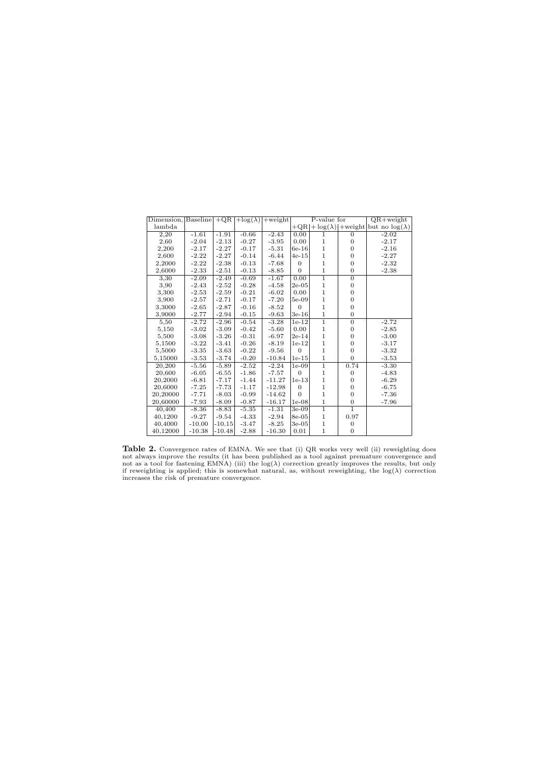| Dimension, lambda | Baseline | +QR | +log($\lambda$) | +weight | P-value for +QR | P-value for +log($\lambda$) | P-value for +weight | QR+weight but no log($\lambda$) |
|---|---|---|---|---|---|---|---|---|
| 2,20 | -1.61 | -1.91 | -0.66 | -2.43 | 0.00 | 1 | 0 | -2.02 |
| 2,60 | -2.04 | -2.13 | -0.27 | -3.95 | 0.00 | 1 | 0 | -2.17 |
| 2,200 | -2.17 | -2.27 | -0.17 | -5.31 | 6e-16 | 1 | 0 | -2.16 |
| 2,600 | -2.22 | -2.27 | -0.14 | -6.44 | 4e-15 | 1 | 0 | -2.27 |
| 2,2000 | -2.22 | -2.38 | -0.13 | -7.68 | 0 | 1 | 0 | -2.32 |
| 2,6000 | -2.33 | -2.51 | -0.13 | -8.85 | 0 | 1 | 0 | -2.38 |
| 3,30 | -2.09 | -2.49 | -0.69 | -1.67 | 0.00 | 1 | 0 | |
| 3,90 | -2.43 | -2.52 | -0.28 | -4.58 | 2e-05 | 1 | 0 | |
| 3,300 | -2.53 | -2.59 | -0.21 | -6.02 | 0.00 | 1 | 0 | |
| 3,900 | -2.57 | -2.71 | -0.17 | -7.20 | 5e-09 | 1 | 0 | |
| 3,3000 | -2.65 | -2.87 | -0.16 | -8.52 | 0 | 1 | 0 | |
| 3,9000 | -2.77 | -2.94 | -0.15 | -9.63 | 3e-16 | 1 | 0 | |
| 5,50 | -2.72 | -2.96 | -0.54 | -3.28 | 1e-12 | 1 | 0 | -2.72 |
| 5,150 | -3.02 | -3.09 | -0.42 | -5.60 | 0.00 | 1 | 0 | -2.85 |
| 5,500 | -3.08 | -3.26 | -0.31 | -6.97 | 2e-14 | 1 | 0 | -3.00 |
| 5,1500 | -3.22 | -3.41 | -0.26 | -8.19 | 1e-12 | 1 | 0 | -3.17 |
| 5,5000 | -3.35 | -3.63 | -0.22 | -9.56 | 0 | 1 | 0 | -3.32 |
| 5,15000 | -3.53 | -3.74 | -0.20 | -10.84 | 1e-15 | 1 | 0 | -3.53 |
| 20,200 | -5.56 | -5.89 | -2.52 | -2.24 | 1e-09 | 1 | 0.74 | -3.30 |
| 20,600 | -6.05 | -6.55 | -1.86 | -7.57 | 0 | 1 | 0 | -4.83 |
| 20,2000 | -6.81 | -7.17 | -1.44 | -11.27 | 1e-13 | 1 | 0 | -6.29 |
| 20,6000 | -7.25 | -7.73 | -1.17 | -12.98 | 0 | 1 | 0 | -6.75 |
| 20,20000 | -7.71 | -8.03 | -0.99 | -14.62 | 0 | 1 | 0 | -7.36 |
| 20,60000 | -7.93 | -8.09 | -0.87 | -16.17 | 1e-08 | 1 | 0 | -7.96 |
| 40,400 | -8.36 | -8.83 | -5.35 | -1.31 | 3e-09 | 1 | 1 | |
| 40,1200 | -9.27 | -9.54 | -4.33 | -2.94 | 8e-05 | 1 | 0.97 | |
| 40,4000 | -10.00 | -10.15 | -3.47 | -8.25 | 3e-05 | 1 | 0 | |
| 40,12000 | -10.38 | -10.48 | -2.88 | -16.30 | 0.01 | 1 | 0 | |

**Table 2.** Convergence rates of EMNA. We see that (i) QR works very well (ii) reweighting does not always improve the results (it has been published as a tool against premature convergence and not as a tool for fastening EMNA) (iii) the log($\lambda$) correction greatly improves the results, but only if reweighting is applied; this is somewhat natural, as, without reweighting, the log($\lambda$) correction increases the risk of premature convergence.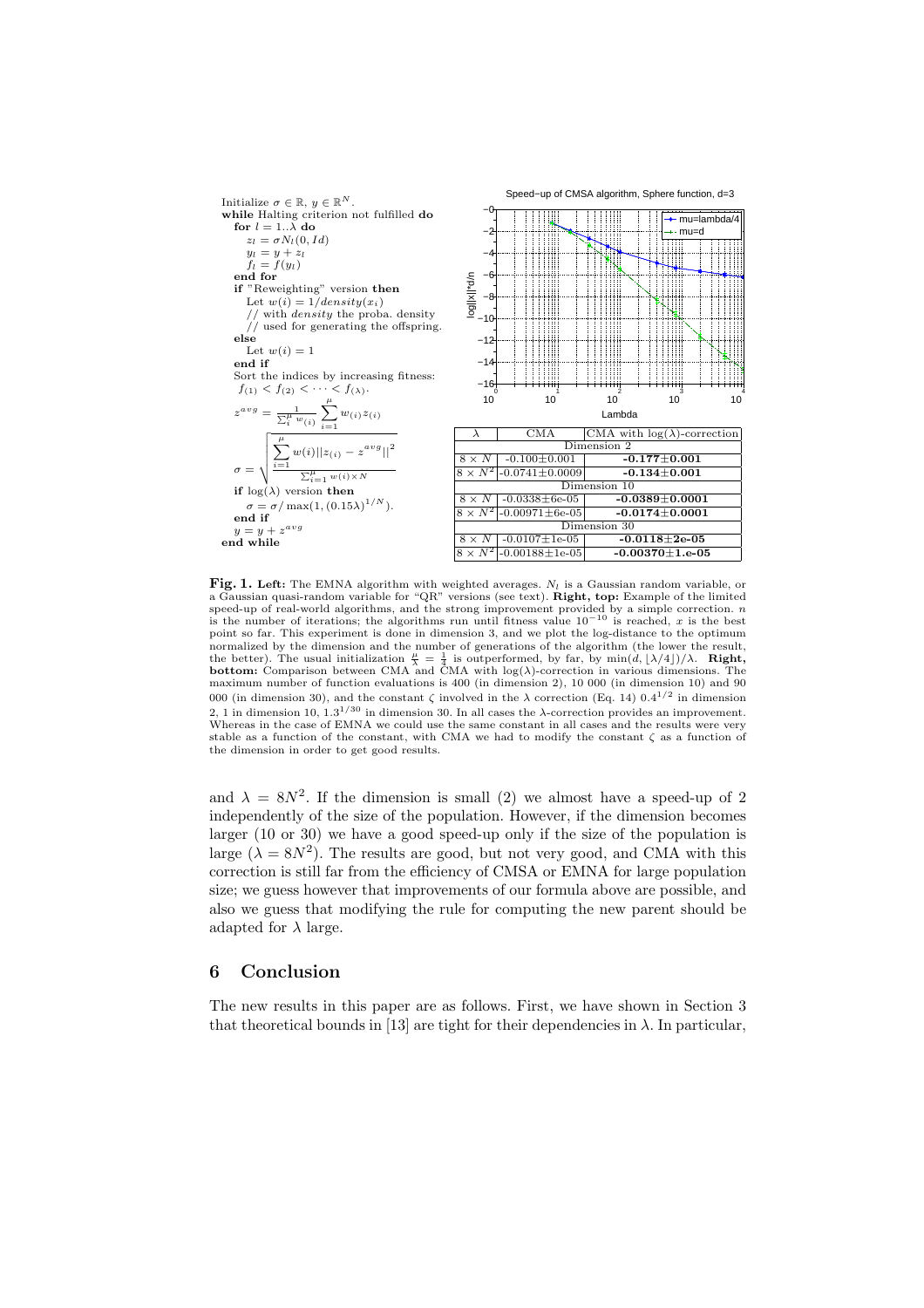Initialize $\sigma \in \mathbb{R}$, $y \in \mathbb{R}^N$.
**while** Halting criterion not fulfilled **do**
  **for** $l = 1..\lambda$ **do**
    $z_l = \sigma N_l(0, Id)$
    $y_l = y + z_l$
    $f_l = f(y_l)$
  **end for**
  **if** "Reweighting" version **then**
    Let $w(i) = 1/density(x_i)$
    // with $density$ the proba. density
    // used for generating the offspring.
  **else**
    Let $w(i) = 1$
  **end if**
  Sort the indices by increasing fitness:
  $f_{(1)} < f_{(2)} < \cdots < f_{(\lambda)}$.

$$z^{avg} = \frac{1}{\sum_i^{\mu} w_{(i)}} \sum_{i=1}^{\mu} w_{(i)} z_{(i)}$$

$$\sigma = \sqrt{\frac{\sum_{i=1}^{\mu} w(i) ||z_{(i)} - z^{avg}||^2}{\sum_{i=1}^{\mu} w(i) \times N}}$$

  **if** $\log(\lambda)$ version **then**
    $\sigma = \sigma / \max(1, (0.15\lambda)^{1/N})$.
  **end if**
  $y = y + z^{avg}$
**end while**

| $\lambda$ | CMA | CMA with $\log(\lambda)$-correction |
|---|---|---|
| Dimension 2 | | |
| $8 \times N$ | -0.100±0.001 | **-0.177±0.001** |
| $8 \times N^2$ | -0.0741±0.0009 | **-0.134±0.001** |
| Dimension 10 | | |
| $8 \times N$ | -0.0338±6e-05 | **-0.0389±0.0001** |
| $8 \times N^2$ | -0.00971±6e-05 | **-0.0174±0.0001** |
| Dimension 30 | | |
| $8 \times N$ | -0.0107±1e-05 | **-0.0118±2e-05** |
| $8 \times N^2$ | -0.00188±1e-05 | **-0.00370±1.e-05** |

**Fig. 1. Left:** The EMNA algorithm with weighted averages. $N_l$ is a Gaussian random variable, or a Gaussian quasi-random variable for "QR" versions (see text). **Right, top:** Example of the limited speed-up of real-world algorithms, and the strong improvement provided by a simple correction. $n$ is the number of iterations; the algorithms run until fitness value $10^{-10}$ is reached, $x$ is the best point so far. This experiment is done in dimension 3, and we plot the log-distance to the optimum normalized by the dimension and the number of generations of the algorithm (the lower the result, the better). The usual initialization $\frac{\mu}{\lambda} = \frac{1}{4}$ is outperformed, by far, by $\min(d, \lfloor\lambda/4\rfloor)/\lambda$. **Right, bottom:** Comparison between CMA and CMA with $\log(\lambda)$-correction in various dimensions. The maximum number of function evaluations is 400 (in dimension 2), 10 000 (in dimension 10) and 90 000 (in dimension 30), and the constant $\zeta$ involved in the $\lambda$ correction (Eq. 14) $0.4^{1/2}$ in dimension 2, 1 in dimension 10, $1.3^{1/30}$ in dimension 30. In all cases the $\lambda$-correction provides an improvement. Whereas in the case of EMNA we could use the same constant in all cases and the results were very stable as a function of the constant, with CMA we had to modify the constant $\zeta$ as a function of the dimension in order to get good results.

and $\lambda = 8N^2$. If the dimension is small (2) we almost have a speed-up of 2 independently of the size of the population. However, if the dimension becomes larger (10 or 30) we have a good speed-up only if the size of the population is large ($\lambda = 8N^2$). The results are good, but not very good, and CMA with this correction is still far from the efficiency of CMSA or EMNA for large population size; we guess however that improvements of our formula above are possible, and also we guess that modifying the rule for computing the new parent should be adapted for $\lambda$ large.

## 6 Conclusion

The new results in this paper are as follows. First, we have shown in Section 3 that theoretical bounds in [13] are tight for their dependencies in $\lambda$. In particular,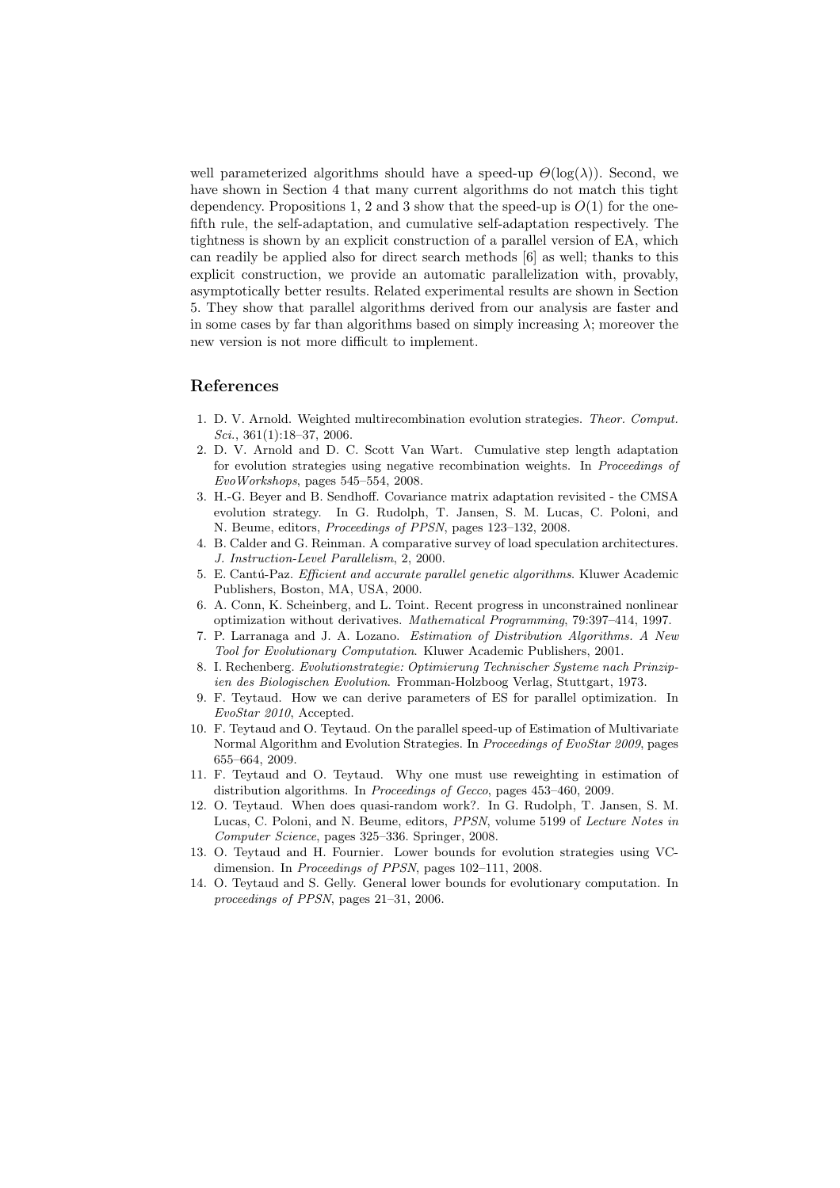well parameterized algorithms should have a speed-up $\Theta(\log(\lambda))$. Second, we have shown in Section 4 that many current algorithms do not match this tight dependency. Propositions 1, 2 and 3 show that the speed-up is $O(1)$ for the one-fifth rule, the self-adaptation, and cumulative self-adaptation respectively. The tightness is shown by an explicit construction of a parallel version of EA, which can readily be applied also for direct search methods [6] as well; thanks to this explicit construction, we provide an automatic parallelization with, provably, asymptotically better results. Related experimental results are shown in Section 5. They show that parallel algorithms derived from our analysis are faster and in some cases by far than algorithms based on simply increasing $\lambda$; moreover the new version is not more difficult to implement.

## References

1. D. V. Arnold. Weighted multirecombination evolution strategies. *Theor. Comput. Sci.*, 361(1):18–37, 2006.
2. D. V. Arnold and D. C. Scott Van Wart. Cumulative step length adaptation for evolution strategies using negative recombination weights. In *Proceedings of EvoWorkshops*, pages 545–554, 2008.
3. H.-G. Beyer and B. Sendhoff. Covariance matrix adaptation revisited - the CMSA evolution strategy. In G. Rudolph, T. Jansen, S. M. Lucas, C. Poloni, and N. Beume, editors, *Proceedings of PPSN*, pages 123–132, 2008.
4. B. Calder and G. Reinman. A comparative survey of load speculation architectures. *J. Instruction-Level Parallelism*, 2, 2000.
5. E. Cantú-Paz. *Efficient and accurate parallel genetic algorithms*. Kluwer Academic Publishers, Boston, MA, USA, 2000.
6. A. Conn, K. Scheinberg, and L. Toint. Recent progress in unconstrained nonlinear optimization without derivatives. *Mathematical Programming*, 79:397–414, 1997.
7. P. Larranaga and J. A. Lozano. *Estimation of Distribution Algorithms. A New Tool for Evolutionary Computation*. Kluwer Academic Publishers, 2001.
8. I. Rechenberg. *Evolutionstrategie: Optimierung Technischer Systeme nach Prinzipien des Biologischen Evolution*. Fromman-Holzboog Verlag, Stuttgart, 1973.
9. F. Teytaud. How we can derive parameters of ES for parallel optimization. In *EvoStar 2010*, Accepted.
10. F. Teytaud and O. Teytaud. On the parallel speed-up of Estimation of Multivariate Normal Algorithm and Evolution Strategies. In *Proceedings of EvoStar 2009*, pages 655–664, 2009.
11. F. Teytaud and O. Teytaud. Why one must use reweighting in estimation of distribution algorithms. In *Proceedings of Gecco*, pages 453–460, 2009.
12. O. Teytaud. When does quasi-random work?. In G. Rudolph, T. Jansen, S. M. Lucas, C. Poloni, and N. Beume, editors, *PPSN*, volume 5199 of *Lecture Notes in Computer Science*, pages 325–336. Springer, 2008.
13. O. Teytaud and H. Fournier. Lower bounds for evolution strategies using VC-dimension. In *Proceedings of PPSN*, pages 102–111, 2008.
14. O. Teytaud and S. Gelly. General lower bounds for evolutionary computation. In *proceedings of PPSN*, pages 21–31, 2006.